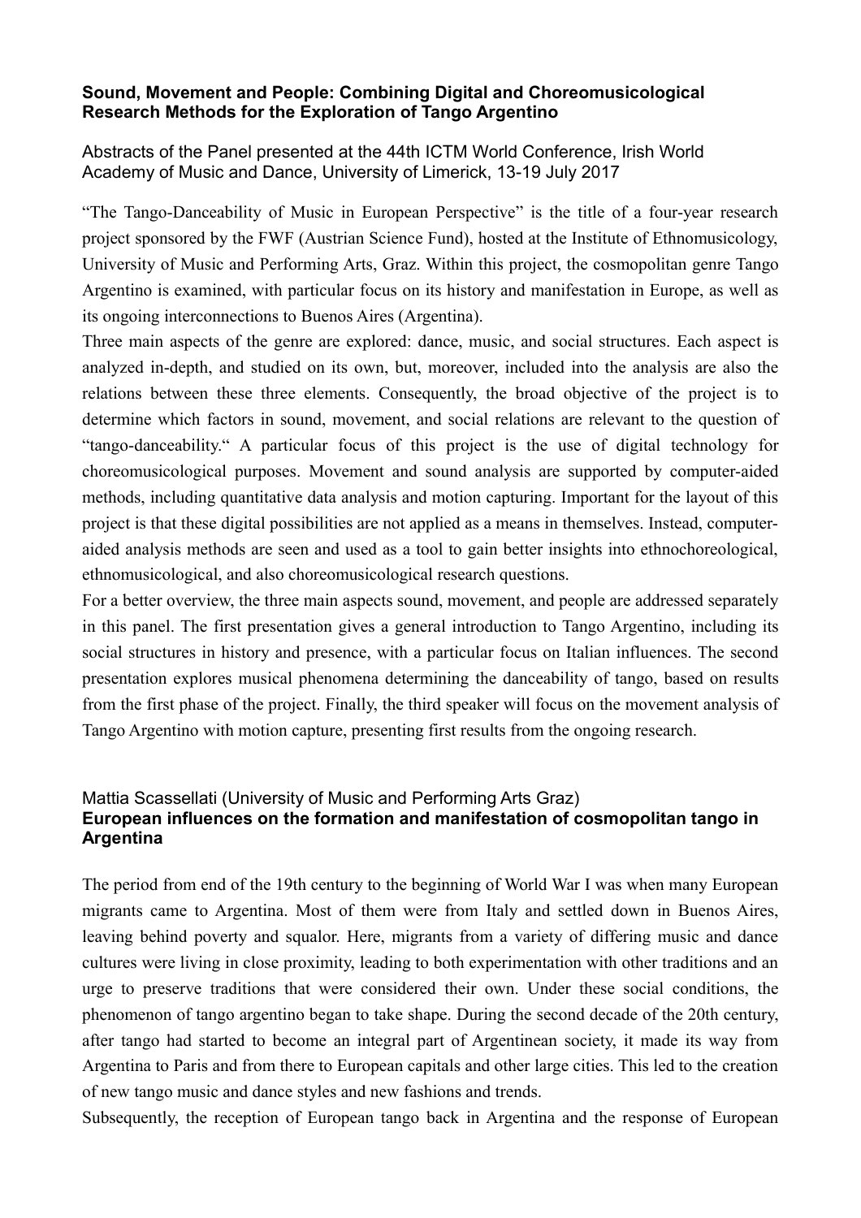**Sound, Movement and People: Combining Digital and Choreomusicological Research Methods for the Exploration of Tango Argentino**

Abstracts of the Panel presented at the 44th ICTM World Conference, Irish World Academy of Music and Dance, University of Limerick, 13-19 July 2017

"The Tango-Danceability of Music in European Perspective" is the title of a four-year research project sponsored by the FWF (Austrian Science Fund), hosted at the Institute of Ethnomusicology, University of Music and Performing Arts, Graz. Within this project, the cosmopolitan genre Tango Argentino is examined, with particular focus on its history and manifestation in Europe, as well as its ongoing interconnections to Buenos Aires (Argentina).

Three main aspects of the genre are explored: dance, music, and social structures. Each aspect is analyzed in-depth, and studied on its own, but, moreover, included into the analysis are also the relations between these three elements. Consequently, the broad objective of the project is to determine which factors in sound, movement, and social relations are relevant to the question of "tango-danceability." A particular focus of this project is the use of digital technology for choreomusicological purposes. Movement and sound analysis are supported by computer-aided methods, including quantitative data analysis and motion capturing. Important for the layout of this project is that these digital possibilities are not applied as a means in themselves. Instead, computer-aided analysis methods are seen and used as a tool to gain better insights into ethnochoreological, ethnomusicological, and also choreomusicological research questions.

For a better overview, the three main aspects sound, movement, and people are addressed separately in this panel. The first presentation gives a general introduction to Tango Argentino, including its social structures in history and presence, with a particular focus on Italian influences. The second presentation explores musical phenomena determining the danceability of tango, based on results from the first phase of the project. Finally, the third speaker will focus on the movement analysis of Tango Argentino with motion capture, presenting first results from the ongoing research.

Mattia Scassellati (University of Music and Performing Arts Graz)

**European influences on the formation and manifestation of cosmopolitan tango in Argentina**

The period from end of the 19th century to the beginning of World War I was when many European migrants came to Argentina. Most of them were from Italy and settled down in Buenos Aires, leaving behind poverty and squalor. Here, migrants from a variety of differing music and dance cultures were living in close proximity, leading to both experimentation with other traditions and an urge to preserve traditions that were considered their own. Under these social conditions, the phenomenon of tango argentino began to take shape. During the second decade of the 20th century, after tango had started to become an integral part of Argentinean society, it made its way from Argentina to Paris and from there to European capitals and other large cities. This led to the creation of new tango music and dance styles and new fashions and trends.

Subsequently, the reception of European tango back in Argentina and the response of European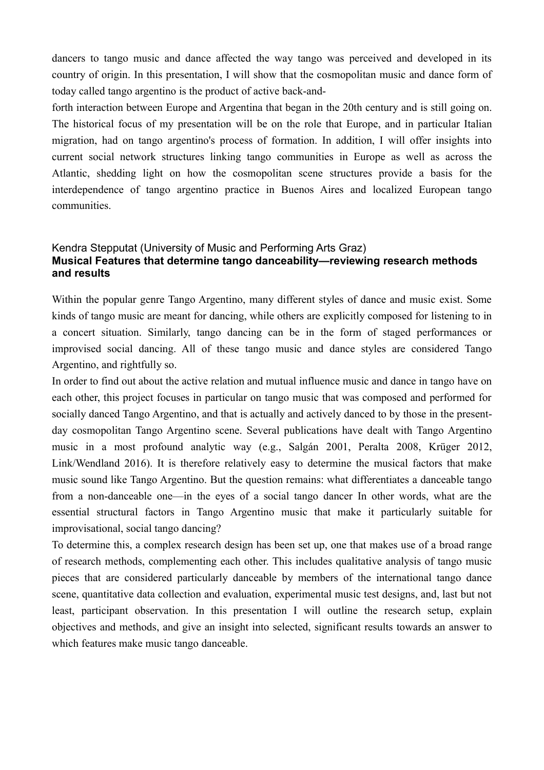dancers to tango music and dance affected the way tango was perceived and developed in its country of origin. In this presentation, I will show that the cosmopolitan music and dance form of today called tango argentino is the product of active back-and-
forth interaction between Europe and Argentina that began in the 20th century and is still going on. The historical focus of my presentation will be on the role that Europe, and in particular Italian migration, had on tango argentino's process of formation. In addition, I will offer insights into current social network structures linking tango communities in Europe as well as across the Atlantic, shedding light on how the cosmopolitan scene structures provide a basis for the interdependence of tango argentino practice in Buenos Aires and localized European tango communities.

Kendra Stepputat (University of Music and Performing Arts Graz)

**Musical Features that determine tango danceability—reviewing research methods and results**

Within the popular genre Tango Argentino, many different styles of dance and music exist. Some kinds of tango music are meant for dancing, while others are explicitly composed for listening to in a concert situation. Similarly, tango dancing can be in the form of staged performances or improvised social dancing. All of these tango music and dance styles are considered Tango Argentino, and rightfully so.

In order to find out about the active relation and mutual influence music and dance in tango have on each other, this project focuses in particular on tango music that was composed and performed for socially danced Tango Argentino, and that is actually and actively danced to by those in the present-day cosmopolitan Tango Argentino scene. Several publications have dealt with Tango Argentino music in a most profound analytic way (e.g., Salgán 2001, Peralta 2008, Krüger 2012, Link/Wendland 2016). It is therefore relatively easy to determine the musical factors that make music sound like Tango Argentino. But the question remains: what differentiates a danceable tango from a non-danceable one—in the eyes of a social tango dancer In other words, what are the essential structural factors in Tango Argentino music that make it particularly suitable for improvisational, social tango dancing?

To determine this, a complex research design has been set up, one that makes use of a broad range of research methods, complementing each other. This includes qualitative analysis of tango music pieces that are considered particularly danceable by members of the international tango dance scene, quantitative data collection and evaluation, experimental music test designs, and, last but not least, participant observation. In this presentation I will outline the research setup, explain objectives and methods, and give an insight into selected, significant results towards an answer to which features make music tango danceable.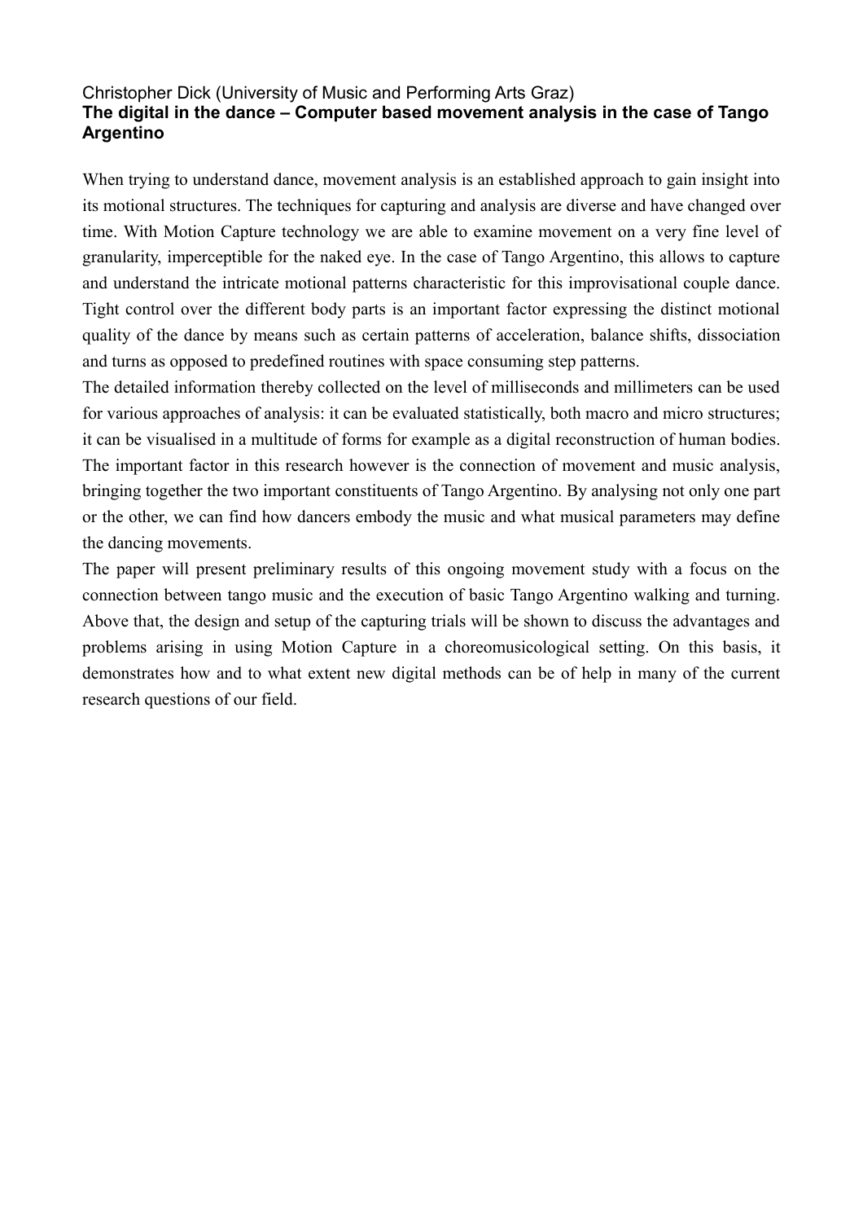Christopher Dick (University of Music and Performing Arts Graz)

**The digital in the dance – Computer based movement analysis in the case of Tango Argentino**

When trying to understand dance, movement analysis is an established approach to gain insight into its motional structures. The techniques for capturing and analysis are diverse and have changed over time. With Motion Capture technology we are able to examine movement on a very fine level of granularity, imperceptible for the naked eye. In the case of Tango Argentino, this allows to capture and understand the intricate motional patterns characteristic for this improvisational couple dance. Tight control over the different body parts is an important factor expressing the distinct motional quality of the dance by means such as certain patterns of acceleration, balance shifts, dissociation and turns as opposed to predefined routines with space consuming step patterns.

The detailed information thereby collected on the level of milliseconds and millimeters can be used for various approaches of analysis: it can be evaluated statistically, both macro and micro structures; it can be visualised in a multitude of forms for example as a digital reconstruction of human bodies. The important factor in this research however is the connection of movement and music analysis, bringing together the two important constituents of Tango Argentino. By analysing not only one part or the other, we can find how dancers embody the music and what musical parameters may define the dancing movements.

The paper will present preliminary results of this ongoing movement study with a focus on the connection between tango music and the execution of basic Tango Argentino walking and turning. Above that, the design and setup of the capturing trials will be shown to discuss the advantages and problems arising in using Motion Capture in a choreomusicological setting. On this basis, it demonstrates how and to what extent new digital methods can be of help in many of the current research questions of our field.